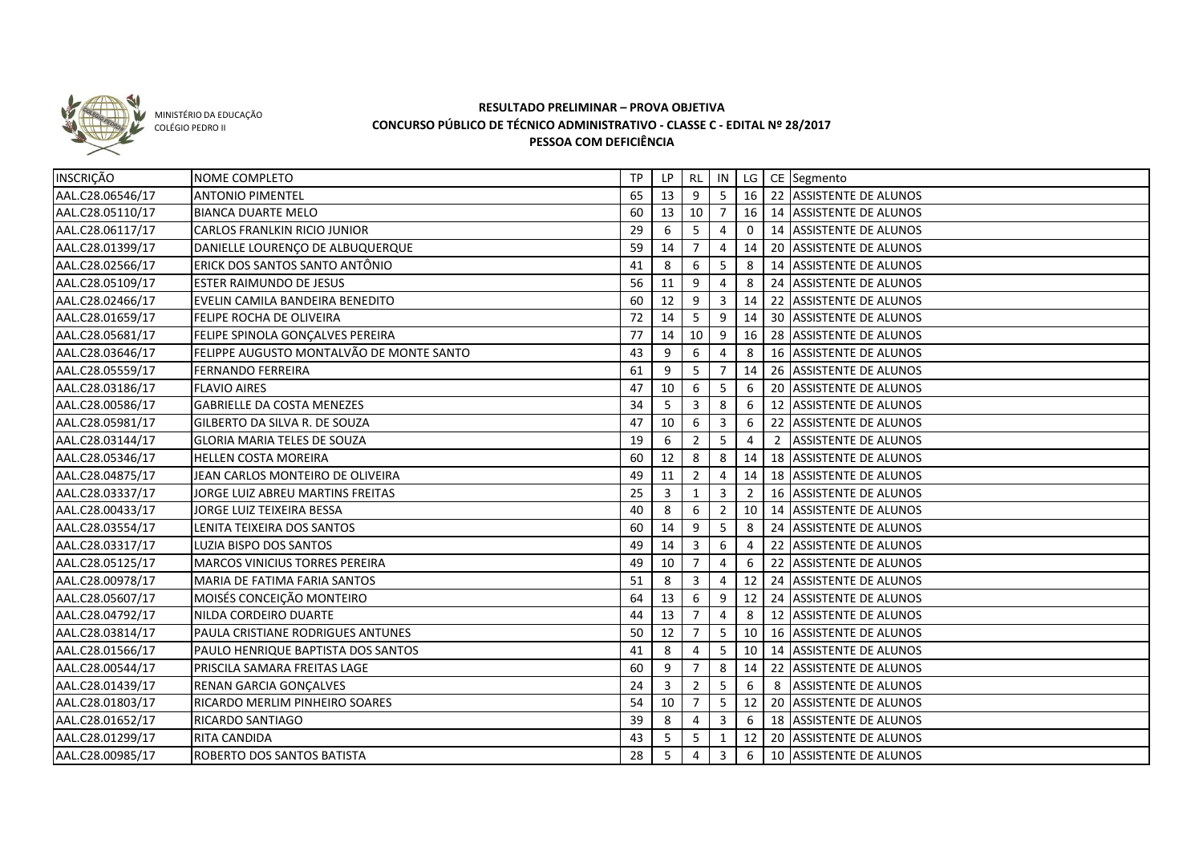MINISTÉRIO DA EDUCAÇÃO
COLÉGIO PEDRO II

**RESULTADO PRELIMINAR – PROVA OBJETIVA**
**CONCURSO PÚBLICO DE TÉCNICO ADMINISTRATIVO - CLASSE C - EDITAL Nº 28/2017**
**PESSOA COM DEFICIÊNCIA**

| INSCRIÇÃO | NOME COMPLETO | TP | LP | RL | IN | LG | CE | Segmento |
|---|---|---|---|---|---|---|---|---|
| AAL.C28.06546/17 | ANTONIO PIMENTEL | 65 | 13 | 9 | 5 | 16 | 22 | ASSISTENTE DE ALUNOS |
| AAL.C28.05110/17 | BIANCA DUARTE MELO | 60 | 13 | 10 | 7 | 16 | 14 | ASSISTENTE DE ALUNOS |
| AAL.C28.06117/17 | CARLOS FRANLKIN RICIO JUNIOR | 29 | 6 | 5 | 4 | 0 | 14 | ASSISTENTE DE ALUNOS |
| AAL.C28.01399/17 | DANIELLE LOURENÇO DE ALBUQUERQUE | 59 | 14 | 7 | 4 | 14 | 20 | ASSISTENTE DE ALUNOS |
| AAL.C28.02566/17 | ERICK DOS SANTOS SANTO ANTÔNIO | 41 | 8 | 6 | 5 | 8 | 14 | ASSISTENTE DE ALUNOS |
| AAL.C28.05109/17 | ESTER RAIMUNDO DE JESUS | 56 | 11 | 9 | 4 | 8 | 24 | ASSISTENTE DE ALUNOS |
| AAL.C28.02466/17 | EVELIN CAMILA BANDEIRA BENEDITO | 60 | 12 | 9 | 3 | 14 | 22 | ASSISTENTE DE ALUNOS |
| AAL.C28.01659/17 | FELIPE ROCHA DE OLIVEIRA | 72 | 14 | 5 | 9 | 14 | 30 | ASSISTENTE DE ALUNOS |
| AAL.C28.05681/17 | FELIPE SPINOLA GONÇALVES PEREIRA | 77 | 14 | 10 | 9 | 16 | 28 | ASSISTENTE DE ALUNOS |
| AAL.C28.03646/17 | FELIPPE AUGUSTO MONTALVÃO DE MONTE SANTO | 43 | 9 | 6 | 4 | 8 | 16 | ASSISTENTE DE ALUNOS |
| AAL.C28.05559/17 | FERNANDO FERREIRA | 61 | 9 | 5 | 7 | 14 | 26 | ASSISTENTE DE ALUNOS |
| AAL.C28.03186/17 | FLAVIO AIRES | 47 | 10 | 6 | 5 | 6 | 20 | ASSISTENTE DE ALUNOS |
| AAL.C28.00586/17 | GABRIELLE DA COSTA MENEZES | 34 | 5 | 3 | 8 | 6 | 12 | ASSISTENTE DE ALUNOS |
| AAL.C28.05981/17 | GILBERTO DA SILVA R. DE SOUZA | 47 | 10 | 6 | 3 | 6 | 22 | ASSISTENTE DE ALUNOS |
| AAL.C28.03144/17 | GLORIA MARIA TELES DE SOUZA | 19 | 6 | 2 | 5 | 4 | 2 | ASSISTENTE DE ALUNOS |
| AAL.C28.05346/17 | HELLEN COSTA MOREIRA | 60 | 12 | 8 | 8 | 14 | 18 | ASSISTENTE DE ALUNOS |
| AAL.C28.04875/17 | JEAN CARLOS MONTEIRO DE OLIVEIRA | 49 | 11 | 2 | 4 | 14 | 18 | ASSISTENTE DE ALUNOS |
| AAL.C28.03337/17 | JORGE LUIZ ABREU MARTINS FREITAS | 25 | 3 | 1 | 3 | 2 | 16 | ASSISTENTE DE ALUNOS |
| AAL.C28.00433/17 | JORGE LUIZ TEIXEIRA BESSA | 40 | 8 | 6 | 2 | 10 | 14 | ASSISTENTE DE ALUNOS |
| AAL.C28.03554/17 | LENITA TEIXEIRA DOS SANTOS | 60 | 14 | 9 | 5 | 8 | 24 | ASSISTENTE DE ALUNOS |
| AAL.C28.03317/17 | LUZIA BISPO DOS SANTOS | 49 | 14 | 3 | 6 | 4 | 22 | ASSISTENTE DE ALUNOS |
| AAL.C28.05125/17 | MARCOS VINICIUS TORRES PEREIRA | 49 | 10 | 7 | 4 | 6 | 22 | ASSISTENTE DE ALUNOS |
| AAL.C28.00978/17 | MARIA DE FATIMA FARIA SANTOS | 51 | 8 | 3 | 4 | 12 | 24 | ASSISTENTE DE ALUNOS |
| AAL.C28.05607/17 | MOISÉS CONCEIÇÃO MONTEIRO | 64 | 13 | 6 | 9 | 12 | 24 | ASSISTENTE DE ALUNOS |
| AAL.C28.04792/17 | NILDA CORDEIRO DUARTE | 44 | 13 | 7 | 4 | 8 | 12 | ASSISTENTE DE ALUNOS |
| AAL.C28.03814/17 | PAULA CRISTIANE RODRIGUES ANTUNES | 50 | 12 | 7 | 5 | 10 | 16 | ASSISTENTE DE ALUNOS |
| AAL.C28.01566/17 | PAULO HENRIQUE BAPTISTA DOS SANTOS | 41 | 8 | 4 | 5 | 10 | 14 | ASSISTENTE DE ALUNOS |
| AAL.C28.00544/17 | PRISCILA SAMARA FREITAS LAGE | 60 | 9 | 7 | 8 | 14 | 22 | ASSISTENTE DE ALUNOS |
| AAL.C28.01439/17 | RENAN GARCIA GONÇALVES | 24 | 3 | 2 | 5 | 6 | 8 | ASSISTENTE DE ALUNOS |
| AAL.C28.01803/17 | RICARDO MERLIM PINHEIRO SOARES | 54 | 10 | 7 | 5 | 12 | 20 | ASSISTENTE DE ALUNOS |
| AAL.C28.01652/17 | RICARDO SANTIAGO | 39 | 8 | 4 | 3 | 6 | 18 | ASSISTENTE DE ALUNOS |
| AAL.C28.01299/17 | RITA CANDIDA | 43 | 5 | 5 | 1 | 12 | 20 | ASSISTENTE DE ALUNOS |
| AAL.C28.00985/17 | ROBERTO DOS SANTOS BATISTA | 28 | 5 | 4 | 3 | 6 | 10 | ASSISTENTE DE ALUNOS |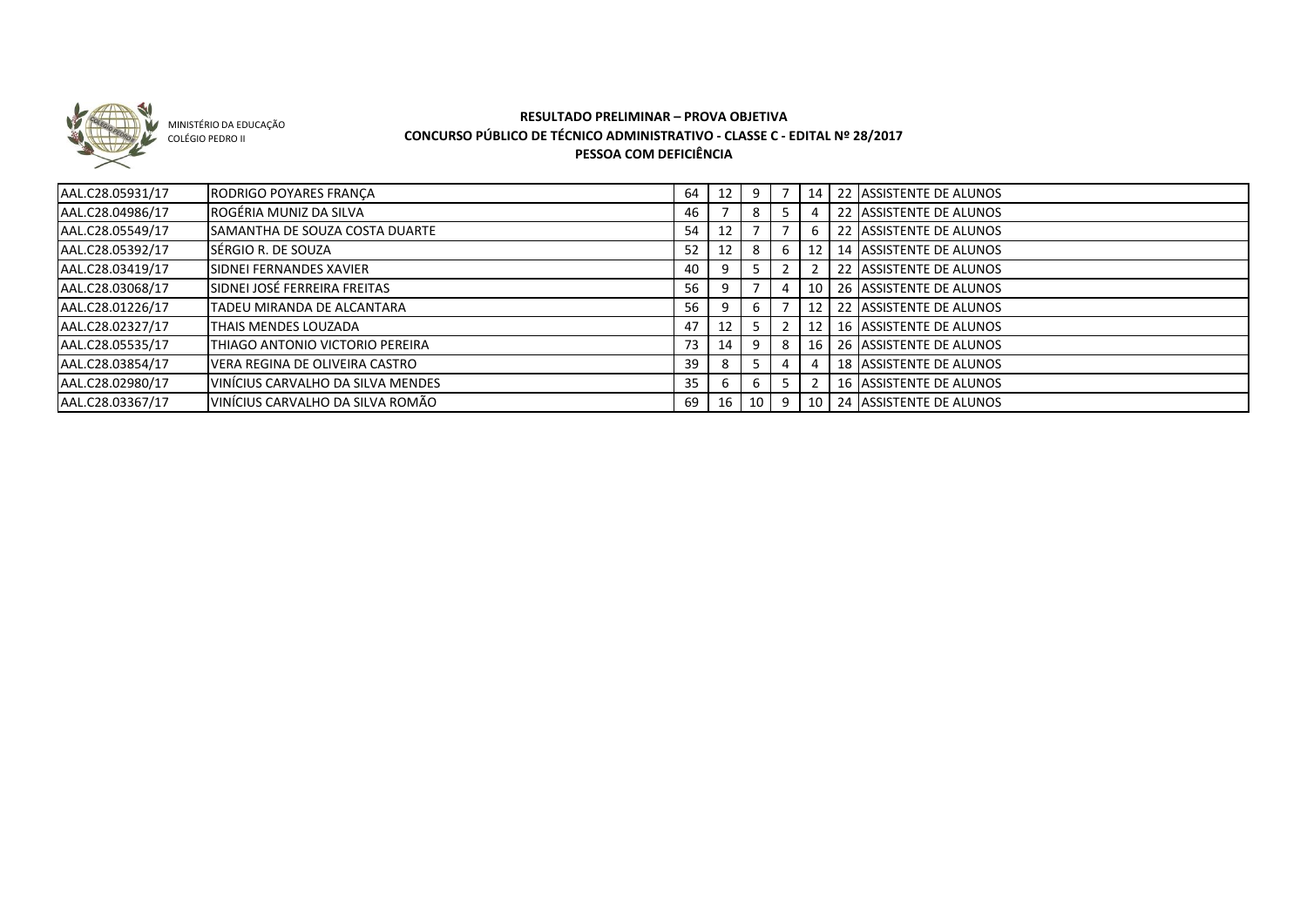MINISTÉRIO DA EDUCAÇÃO
COLÉGIO PEDRO II

**RESULTADO PRELIMINAR – PROVA OBJETIVA**
**CONCURSO PÚBLICO DE TÉCNICO ADMINISTRATIVO - CLASSE C - EDITAL Nº 28/2017**
**PESSOA COM DEFICIÊNCIA**

| | | | | | | | | |
|---|---|---|---|---|---|---|---|---|
| AAL.C28.05931/17 | RODRIGO POYARES FRANÇA | 64 | 12 | 9 | 7 | 14 | 22 | ASSISTENTE DE ALUNOS |
| AAL.C28.04986/17 | ROGÉRIA MUNIZ DA SILVA | 46 | 7 | 8 | 5 | 4 | 22 | ASSISTENTE DE ALUNOS |
| AAL.C28.05549/17 | SAMANTHA DE SOUZA COSTA DUARTE | 54 | 12 | 7 | 7 | 6 | 22 | ASSISTENTE DE ALUNOS |
| AAL.C28.05392/17 | SÉRGIO R. DE SOUZA | 52 | 12 | 8 | 6 | 12 | 14 | ASSISTENTE DE ALUNOS |
| AAL.C28.03419/17 | SIDNEI FERNANDES XAVIER | 40 | 9 | 5 | 2 | 2 | 22 | ASSISTENTE DE ALUNOS |
| AAL.C28.03068/17 | SIDNEI JOSÉ FERREIRA FREITAS | 56 | 9 | 7 | 4 | 10 | 26 | ASSISTENTE DE ALUNOS |
| AAL.C28.01226/17 | TADEU MIRANDA DE ALCANTARA | 56 | 9 | 6 | 7 | 12 | 22 | ASSISTENTE DE ALUNOS |
| AAL.C28.02327/17 | THAIS MENDES LOUZADA | 47 | 12 | 5 | 2 | 12 | 16 | ASSISTENTE DE ALUNOS |
| AAL.C28.05535/17 | THIAGO ANTONIO VICTORIO PEREIRA | 73 | 14 | 9 | 8 | 16 | 26 | ASSISTENTE DE ALUNOS |
| AAL.C28.03854/17 | VERA REGINA DE OLIVEIRA CASTRO | 39 | 8 | 5 | 4 | 4 | 18 | ASSISTENTE DE ALUNOS |
| AAL.C28.02980/17 | VINÍCIUS CARVALHO DA SILVA MENDES | 35 | 6 | 6 | 5 | 2 | 16 | ASSISTENTE DE ALUNOS |
| AAL.C28.03367/17 | VINÍCIUS CARVALHO DA SILVA ROMÃO | 69 | 16 | 10 | 9 | 10 | 24 | ASSISTENTE DE ALUNOS |